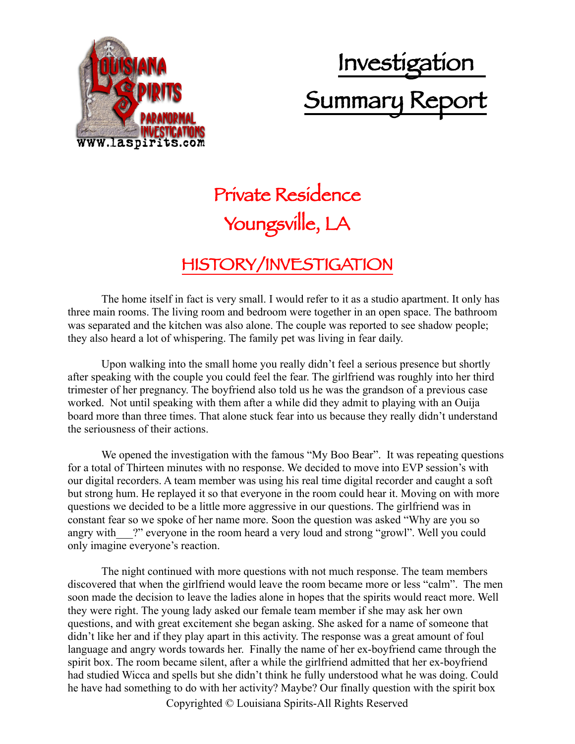# Investigation Summary Report

## Private Residence
## Youngsville, LA

## HISTORY/INVESTIGATION

The home itself in fact is very small. I would refer to it as a studio apartment. It only has three main rooms. The living room and bedroom were together in an open space. The bathroom was separated and the kitchen was also alone. The couple was reported to see shadow people; they also heard a lot of whispering. The family pet was living in fear daily.

Upon walking into the small home you really didn't feel a serious presence but shortly after speaking with the couple you could feel the fear. The girlfriend was roughly into her third trimester of her pregnancy. The boyfriend also told us he was the grandson of a previous case worked. Not until speaking with them after a while did they admit to playing with an Ouija board more than three times. That alone stuck fear into us because they really didn't understand the seriousness of their actions.

We opened the investigation with the famous "My Boo Bear". It was repeating questions for a total of Thirteen minutes with no response. We decided to move into EVP session's with our digital recorders. A team member was using his real time digital recorder and caught a soft but strong hum. He replayed it so that everyone in the room could hear it. Moving on with more questions we decided to be a little more aggressive in our questions. The girlfriend was in constant fear so we spoke of her name more. Soon the question was asked "Why are you so angry with___?" everyone in the room heard a very loud and strong "growl". Well you could only imagine everyone's reaction.

The night continued with more questions with not much response. The team members discovered that when the girlfriend would leave the room became more or less "calm". The men soon made the decision to leave the ladies alone in hopes that the spirits would react more. Well they were right. The young lady asked our female team member if she may ask her own questions, and with great excitement she began asking. She asked for a name of someone that didn't like her and if they play apart in this activity. The response was a great amount of foul language and angry words towards her. Finally the name of her ex-boyfriend came through the spirit box. The room became silent, after a while the girlfriend admitted that her ex-boyfriend had studied Wicca and spells but she didn't think he fully understood what he was doing. Could he have had something to do with her activity? Maybe? Our finally question with the spirit box

Copyrighted © Louisiana Spirits-All Rights Reserved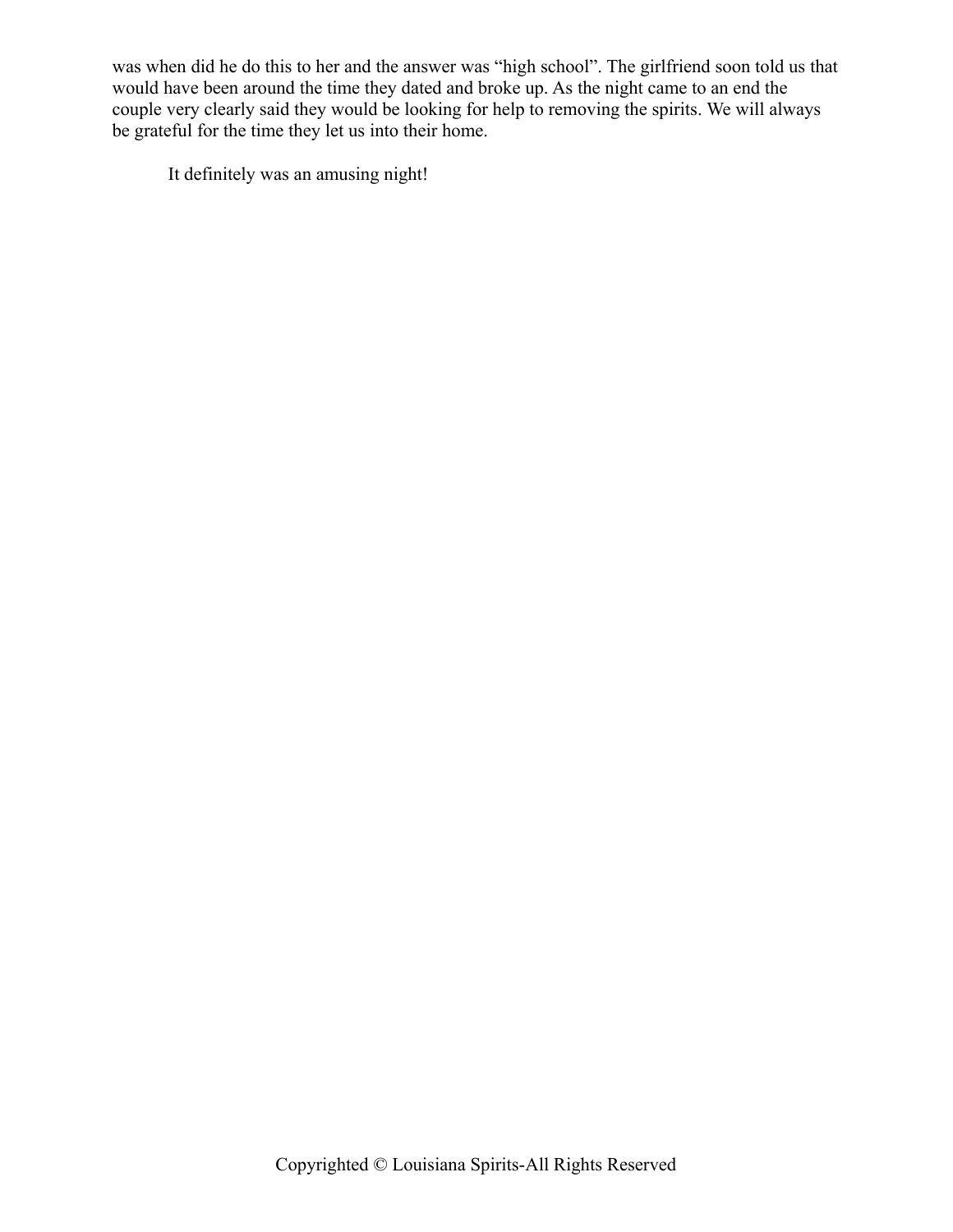was when did he do this to her and the answer was “high school”. The girlfriend soon told us that would have been around the time they dated and broke up. As the night came to an end the couple very clearly said they would be looking for help to removing the spirits. We will always be grateful for the time they let us into their home.

It definitely was an amusing night!

Copyrighted © Louisiana Spirits-All Rights Reserved